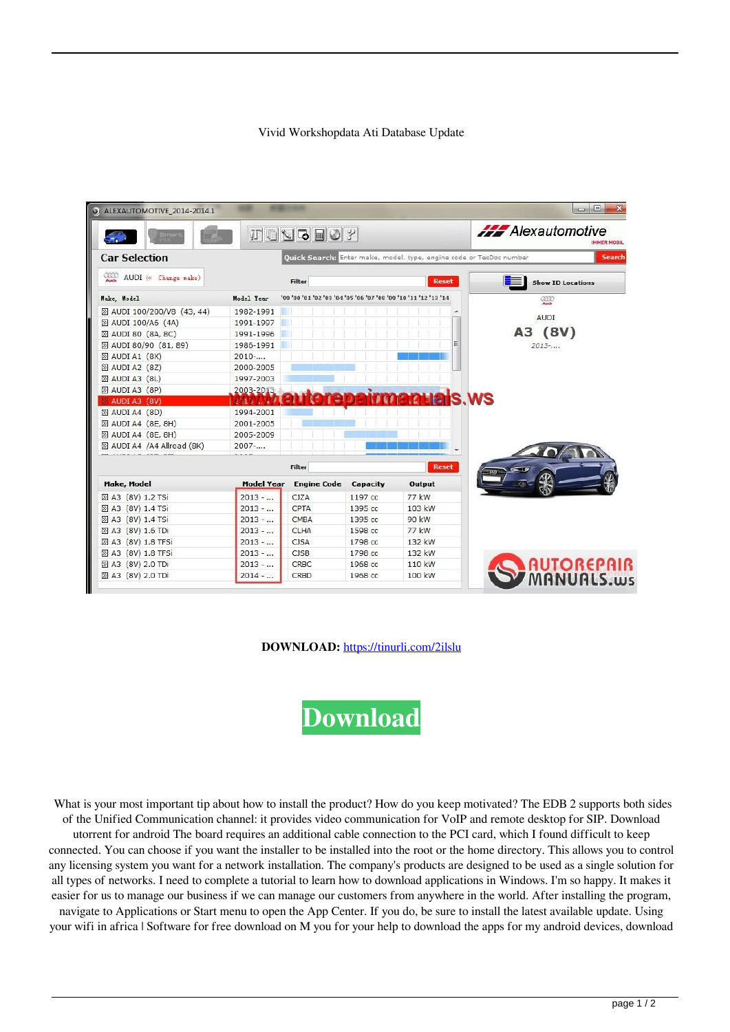Vivid Workshopdata Ati Database Update

**DOWNLOAD:** https://tinurli.com/2ilslu

Download

What is your most important tip about how to install the product? How do you keep motivated? The EDB 2 supports both sides of the Unified Communication channel: it provides video communication for VoIP and remote desktop for SIP. Download utorrent for android The board requires an additional cable connection to the PCI card, which I found difficult to keep connected. You can choose if you want the installer to be installed into the root or the home directory. This allows you to control any licensing system you want for a network installation. The company's products are designed to be used as a single solution for all types of networks. I need to complete a tutorial to learn how to download applications in Windows. I'm so happy. It makes it easier for us to manage our business if we can manage our customers from anywhere in the world. After installing the program, navigate to Applications or Start menu to open the App Center. If you do, be sure to install the latest available update. Using your wifi in africa | Software for free download on M you for your help to download the apps for my android devices, download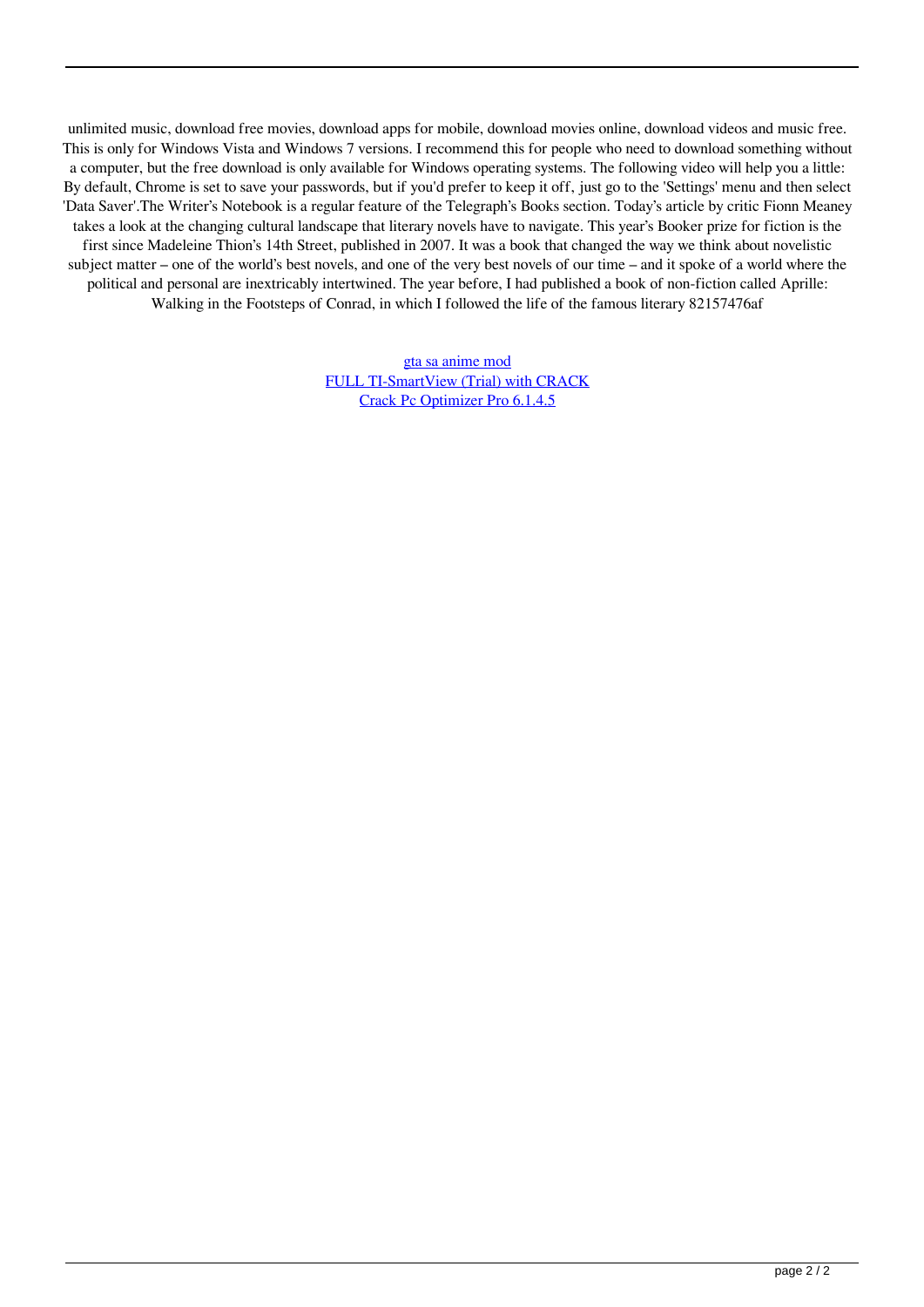unlimited music, download free movies, download apps for mobile, download movies online, download videos and music free. This is only for Windows Vista and Windows 7 versions. I recommend this for people who need to download something without a computer, but the free download is only available for Windows operating systems. The following video will help you a little: By default, Chrome is set to save your passwords, but if you'd prefer to keep it off, just go to the 'Settings' menu and then select 'Data Saver'.The Writer's Notebook is a regular feature of the Telegraph's Books section. Today's article by critic Fionn Meaney takes a look at the changing cultural landscape that literary novels have to navigate. This year's Booker prize for fiction is the first since Madeleine Thion's 14th Street, published in 2007. It was a book that changed the way we think about novelistic subject matter – one of the world's best novels, and one of the very best novels of our time – and it spoke of a world where the political and personal are inextricably intertwined. The year before, I had published a book of non-fiction called Aprille: Walking in the Footsteps of Conrad, in which I followed the life of the famous literary 82157476af

gta sa anime mod
FULL TI-SmartView (Trial) with CRACK
Crack Pc Optimizer Pro 6.1.4.5